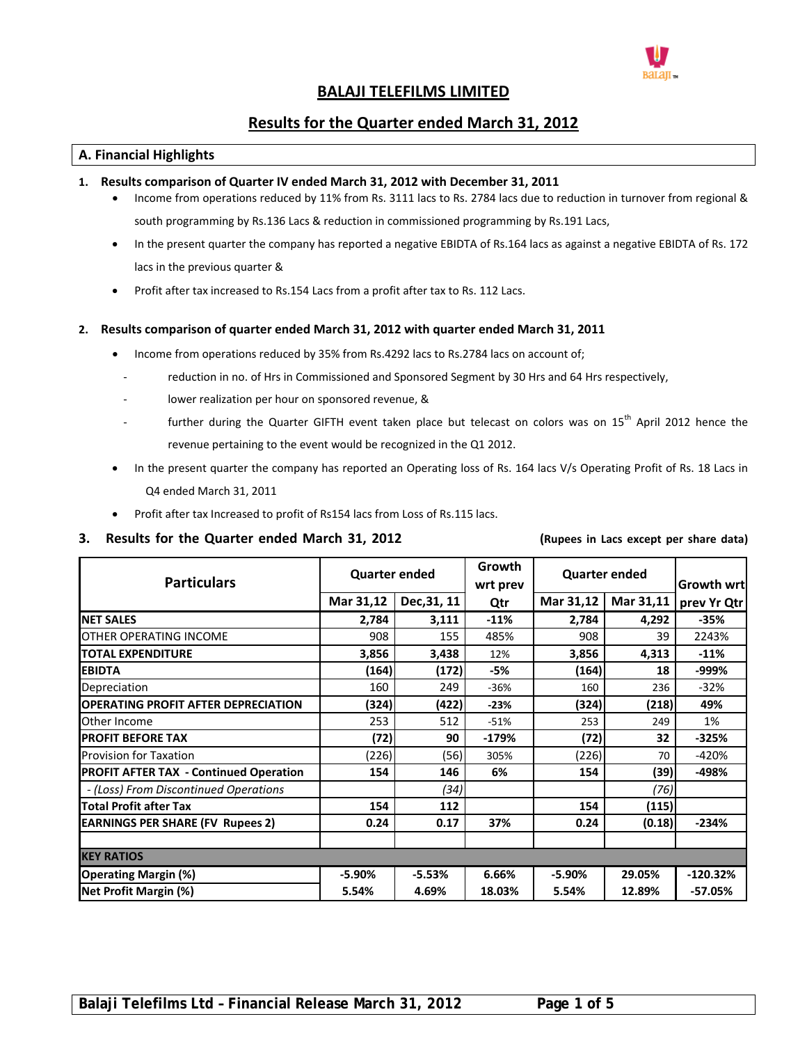# BALAJI TELEFILMS LIMITED

## Results for the Quarter ended March 31, 2012

### A. Financial Highlights

**1. Results comparison of Quarter IV ended March 31, 2012 with December 31, 2011**

- Income from operations reduced by 11% from Rs. 3111 lacs to Rs. 2784 lacs due to reduction in turnover from regional & south programming by Rs.136 Lacs & reduction in commissioned programming by Rs.191 Lacs,
- In the present quarter the company has reported a negative EBIDTA of Rs.164 lacs as against a negative EBIDTA of Rs. 172 lacs in the previous quarter &
- Profit after tax increased to Rs.154 Lacs from a profit after tax to Rs. 112 Lacs.

**2. Results comparison of quarter ended March 31, 2012 with quarter ended March 31, 2011**

- Income from operations reduced by 35% from Rs.4292 lacs to Rs.2784 lacs on account of;
  - reduction in no. of Hrs in Commissioned and Sponsored Segment by 30 Hrs and 64 Hrs respectively,
  - lower realization per hour on sponsored revenue, &
  - further during the Quarter GIFTH event taken place but telecast on colors was on 15th April 2012 hence the revenue pertaining to the event would be recognized in the Q1 2012.
- In the present quarter the company has reported an Operating loss of Rs. 164 lacs V/s Operating Profit of Rs. 18 Lacs in Q4 ended March 31, 2011
- Profit after tax Increased to profit of Rs154 lacs from Loss of Rs.115 lacs.

**3. Results for the Quarter ended March 31, 2012** **(Rupees in Lacs except per share data)**

| Particulars | Quarter ended | | Growth wrt prev Qtr | Quarter ended | | Growth wrt prev Yr Qtr |
|---|---|---|---|---|---|---|
| | Mar 31,12 | Dec,31, 11 | | Mar 31,12 | Mar 31,11 | |
| **NET SALES** | **2,784** | **3,111** | **-11%** | **2,784** | **4,292** | **-35%** |
| OTHER OPERATING INCOME | 908 | 155 | 485% | 908 | 39 | 2243% |
| **TOTAL EXPENDITURE** | **3,856** | **3,438** | 12% | **3,856** | **4,313** | **-11%** |
| **EBIDTA** | **(164)** | **(172)** | **-5%** | **(164)** | **18** | **-999%** |
| Depreciation | 160 | 249 | -36% | 160 | 236 | -32% |
| **OPERATING PROFIT AFTER DEPRECIATION** | **(324)** | **(422)** | **-23%** | **(324)** | **(218)** | **49%** |
| Other Income | 253 | 512 | -51% | 253 | 249 | 1% |
| **PROFIT BEFORE TAX** | **(72)** | **90** | **-179%** | **(72)** | **32** | **-325%** |
| Provision for Taxation | (226) | (56) | 305% | (226) | 70 | -420% |
| **PROFIT AFTER TAX - Continued Operation** | **154** | **146** | **6%** | **154** | **(39)** | **-498%** |
| *- (Loss) From Discontinued Operations* | | *(34)* | | | *(76)* | |
| **Total Profit after Tax** | **154** | **112** | | **154** | **(115)** | |
| **EARNINGS PER SHARE (FV Rupees 2)** | **0.24** | **0.17** | **37%** | **0.24** | **(0.18)** | **-234%** |
| | | | | | | |
| **KEY RATIOS** | | | | | | |
| **Operating Margin (%)** | **-5.90%** | **-5.53%** | **6.66%** | **-5.90%** | **29.05%** | **-120.32%** |
| **Net Profit Margin (%)** | **5.54%** | **4.69%** | **18.03%** | **5.54%** | **12.89%** | **-57.05%** |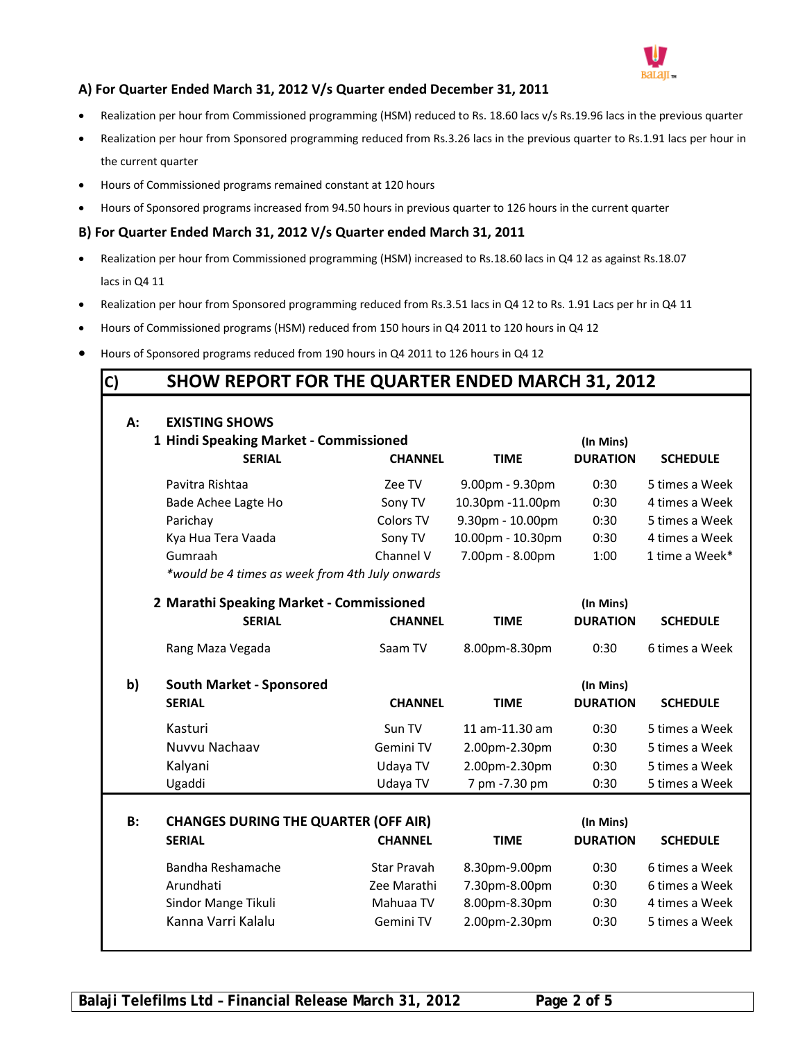### A) For Quarter Ended March 31, 2012 V/s Quarter ended December 31, 2011

- Realization per hour from Commissioned programming (HSM) reduced to Rs. 18.60 lacs v/s Rs.19.96 lacs in the previous quarter
- Realization per hour from Sponsored programming reduced from Rs.3.26 lacs in the previous quarter to Rs.1.91 lacs per hour in the current quarter
- Hours of Commissioned programs remained constant at 120 hours
- Hours of Sponsored programs increased from 94.50 hours in previous quarter to 126 hours in the current quarter

### B) For Quarter Ended March 31, 2012 V/s Quarter ended March 31, 2011

- Realization per hour from Commissioned programming (HSM) increased to Rs.18.60 lacs in Q4 12 as against Rs.18.07 lacs in Q4 11
- Realization per hour from Sponsored programming reduced from Rs.3.51 lacs in Q4 12 to Rs. 1.91 Lacs per hr in Q4 11
- Hours of Commissioned programs (HSM) reduced from 150 hours in Q4 2011 to 120 hours in Q4 12
- Hours of Sponsored programs reduced from 190 hours in Q4 2011 to 126 hours in Q4 12

## C) SHOW REPORT FOR THE QUARTER ENDED MARCH 31, 2012

### A: EXISTING SHOWS

**1 Hindi Speaking Market - Commissioned**

| SERIAL | CHANNEL | TIME | DURATION (In Mins) | SCHEDULE |
|---|---|---|---|---|
| Pavitra Rishtaa | Zee TV | 9.00pm - 9.30pm | 0:30 | 5 times a Week |
| Bade Achee Lagte Ho | Sony TV | 10.30pm -11.00pm | 0:30 | 4 times a Week |
| Parichay | Colors TV | 9.30pm - 10.00pm | 0:30 | 5 times a Week |
| Kya Hua Tera Vaada | Sony TV | 10.00pm - 10.30pm | 0:30 | 4 times a Week |
| Gumraah | Channel V | 7.00pm - 8.00pm | 1:00 | 1 time a Week* |

*would be 4 times as week from 4th July onwards*

**2 Marathi Speaking Market - Commissioned**

| SERIAL | CHANNEL | TIME | DURATION (In Mins) | SCHEDULE |
|---|---|---|---|---|
| Rang Maza Vegada | Saam TV | 8.00pm-8.30pm | 0:30 | 6 times a Week |

**b) South Market - Sponsored**

| SERIAL | CHANNEL | TIME | DURATION (In Mins) | SCHEDULE |
|---|---|---|---|---|
| Kasturi | Sun TV | 11 am-11.30 am | 0:30 | 5 times a Week |
| Nuvvu Nachaav | Gemini TV | 2.00pm-2.30pm | 0:30 | 5 times a Week |
| Kalyani | Udaya TV | 2.00pm-2.30pm | 0:30 | 5 times a Week |
| Ugaddi | Udaya TV | 7 pm -7.30 pm | 0:30 | 5 times a Week |

### B: CHANGES DURING THE QUARTER (OFF AIR)

| SERIAL | CHANNEL | TIME | DURATION (In Mins) | SCHEDULE |
|---|---|---|---|---|
| Bandha Reshamache | Star Pravah | 8.30pm-9.00pm | 0:30 | 6 times a Week |
| Arundhati | Zee Marathi | 7.30pm-8.00pm | 0:30 | 6 times a Week |
| Sindor Mange Tikuli | Mahuaa TV | 8.00pm-8.30pm | 0:30 | 4 times a Week |
| Kanna Varri Kalalu | Gemini TV | 2.00pm-2.30pm | 0:30 | 5 times a Week |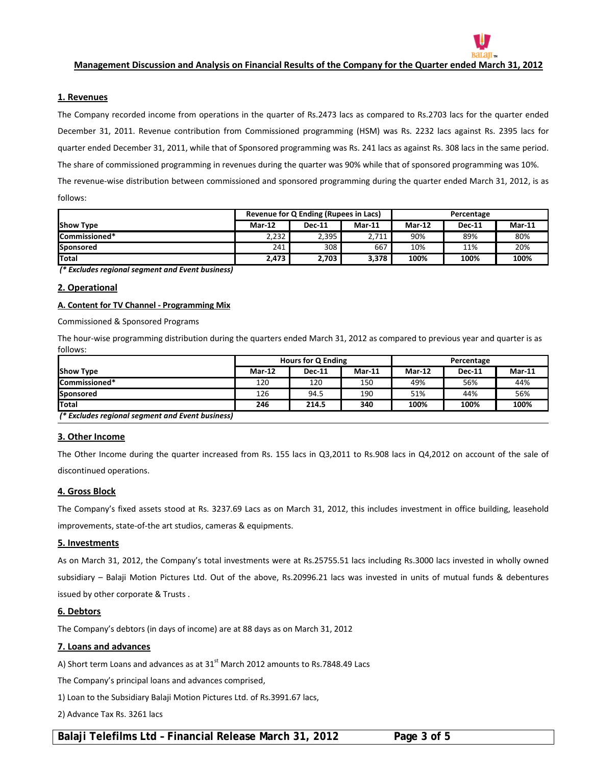## Management Discussion and Analysis on Financial Results of the Company for the Quarter ended March 31, 2012

### 1. Revenues

The Company recorded income from operations in the quarter of Rs.2473 lacs as compared to Rs.2703 lacs for the quarter ended December 31, 2011. Revenue contribution from Commissioned programming (HSM) was Rs. 2232 lacs against Rs. 2395 lacs for quarter ended December 31, 2011, while that of Sponsored programming was Rs. 241 lacs as against Rs. 308 lacs in the same period. The share of commissioned programming in revenues during the quarter was 90% while that of sponsored programming was 10%.

The revenue-wise distribution between commissioned and sponsored programming during the quarter ended March 31, 2012, is as follows:

| | Revenue for Q Ending (Rupees in Lacs) | | | Percentage | | |
|---|---|---|---|---|---|---|
| **Show Type** | **Mar-12** | **Dec-11** | **Mar-11** | **Mar-12** | **Dec-11** | **Mar-11** |
| **Commissioned*** | 2,232 | 2,395 | 2,711 | 90% | 89% | 80% |
| **Sponsored** | 241 | 308 | 667 | 10% | 11% | 20% |
| **Total** | **2,473** | **2,703** | **3,378** | **100%** | **100%** | **100%** |

***(* Excludes regional segment and Event business)***

### 2. Operational

#### A. Content for TV Channel - Programming Mix

Commissioned & Sponsored Programs

The hour-wise programming distribution during the quarters ended March 31, 2012 as compared to previous year and quarter is as follows:

| | Hours for Q Ending | | | Percentage | | |
|---|---|---|---|---|---|---|
| **Show Type** | **Mar-12** | **Dec-11** | **Mar-11** | **Mar-12** | **Dec-11** | **Mar-11** |
| **Commissioned*** | 120 | 120 | 150 | 49% | 56% | 44% |
| **Sponsored** | 126 | 94.5 | 190 | 51% | 44% | 56% |
| **Total** | **246** | **214.5** | **340** | **100%** | **100%** | **100%** |

***(* Excludes regional segment and Event business)***

### 3. Other Income

The Other Income during the quarter increased from Rs. 155 lacs in Q3,2011 to Rs.908 lacs in Q4,2012 on account of the sale of discontinued operations.

### 4. Gross Block

The Company's fixed assets stood at Rs. 3237.69 Lacs as on March 31, 2012, this includes investment in office building, leasehold improvements, state-of-the art studios, cameras & equipments.

### 5. Investments

As on March 31, 2012, the Company's total investments were at Rs.25755.51 lacs including Rs.3000 lacs invested in wholly owned subsidiary – Balaji Motion Pictures Ltd. Out of the above, Rs.20996.21 lacs was invested in units of mutual funds & debentures issued by other corporate & Trusts .

### 6. Debtors

The Company's debtors (in days of income) are at 88 days as on March 31, 2012

### 7. Loans and advances

A) Short term Loans and advances as at 31st March 2012 amounts to Rs.7848.49 Lacs

The Company's principal loans and advances comprised,

1) Loan to the Subsidiary Balaji Motion Pictures Ltd. of Rs.3991.67 lacs,

2) Advance Tax Rs. 3261 lacs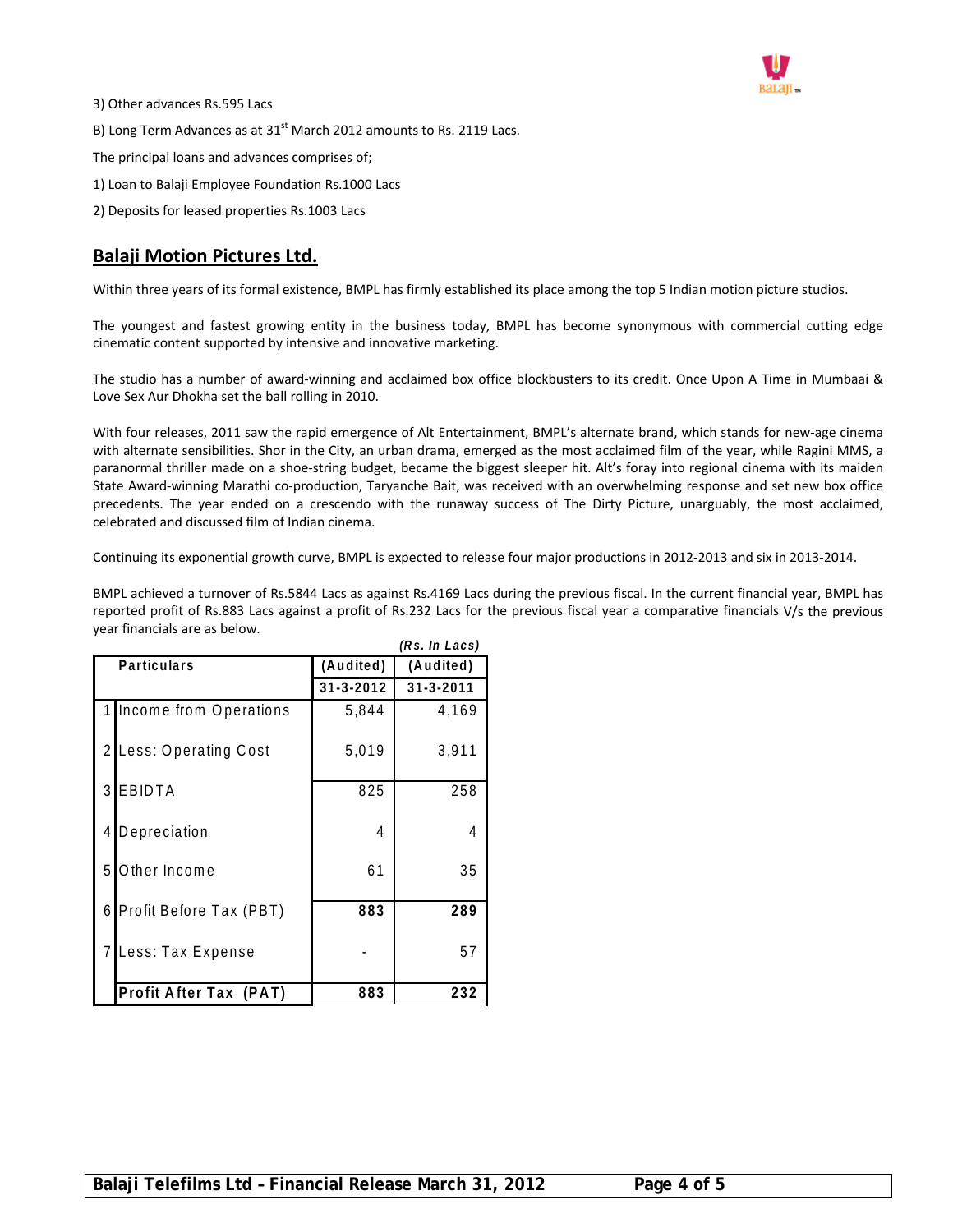3) Other advances Rs.595 Lacs

B) Long Term Advances as at 31st March 2012 amounts to Rs. 2119 Lacs.

The principal loans and advances comprises of;

1) Loan to Balaji Employee Foundation Rs.1000 Lacs

2) Deposits for leased properties Rs.1003 Lacs

## Balaji Motion Pictures Ltd.

Within three years of its formal existence, BMPL has firmly established its place among the top 5 Indian motion picture studios.

The youngest and fastest growing entity in the business today, BMPL has become synonymous with commercial cutting edge cinematic content supported by intensive and innovative marketing.

The studio has a number of award-winning and acclaimed box office blockbusters to its credit. Once Upon A Time in Mumbaai & Love Sex Aur Dhokha set the ball rolling in 2010.

With four releases, 2011 saw the rapid emergence of Alt Entertainment, BMPL's alternate brand, which stands for new-age cinema with alternate sensibilities. Shor in the City, an urban drama, emerged as the most acclaimed film of the year, while Ragini MMS, a paranormal thriller made on a shoe-string budget, became the biggest sleeper hit. Alt's foray into regional cinema with its maiden State Award-winning Marathi co-production, Taryanche Bait, was received with an overwhelming response and set new box office precedents. The year ended on a crescendo with the runaway success of The Dirty Picture, unarguably, the most acclaimed, celebrated and discussed film of Indian cinema.

Continuing its exponential growth curve, BMPL is expected to release four major productions in 2012-2013 and six in 2013-2014.

BMPL achieved a turnover of Rs.5844 Lacs as against Rs.4169 Lacs during the previous fiscal. In the current financial year, BMPL has reported profit of Rs.883 Lacs against a profit of Rs.232 Lacs for the previous fiscal year a comparative financials V/s the previous year financials are as below.

*(Rs. In Lacs)*

| | Particulars | (Audited) | (Audited) |
|---|---|---|---|
| | | 31-3-2012 | 31-3-2011 |
| 1 | Income from Operations | 5,844 | 4,169 |
| 2 | Less: Operating Cost | 5,019 | 3,911 |
| 3 | EBIDTA | 825 | 258 |
| 4 | Depreciation | 4 | 4 |
| 5 | Other Income | 61 | 35 |
| 6 | Profit Before Tax (PBT) | **883** | **289** |
| 7 | Less: Tax Expense | - | 57 |
| | **Profit After Tax (PAT)** | **883** | **232** |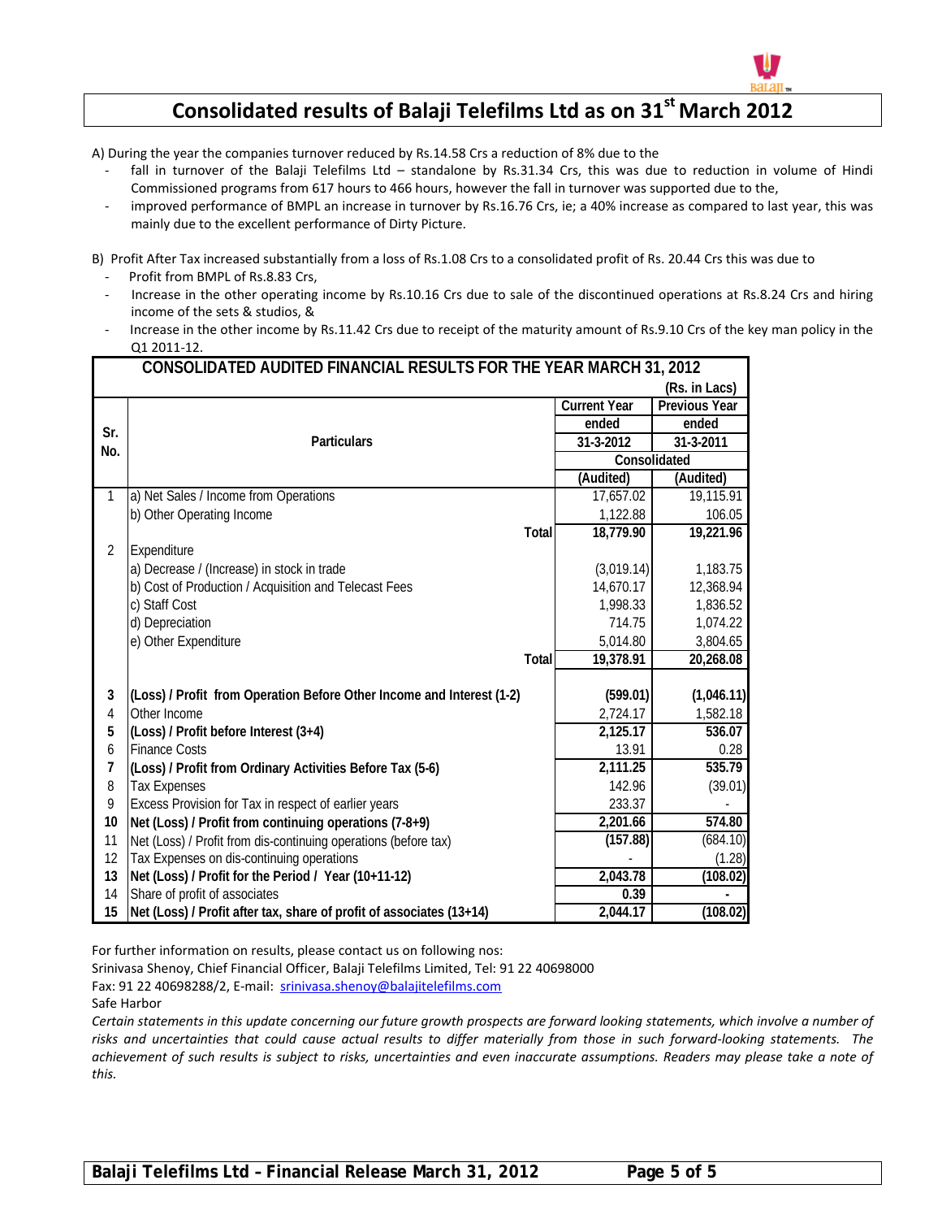# Consolidated results of Balaji Telefilms Ltd as on 31st March 2012

A) During the year the companies turnover reduced by Rs.14.58 Crs a reduction of 8% due to the

- fall in turnover of the Balaji Telefilms Ltd – standalone by Rs.31.34 Crs, this was due to reduction in volume of Hindi Commissioned programs from 617 hours to 466 hours, however the fall in turnover was supported due to the,
- improved performance of BMPL an increase in turnover by Rs.16.76 Crs, ie; a 40% increase as compared to last year, this was mainly due to the excellent performance of Dirty Picture.

B) Profit After Tax increased substantially from a loss of Rs.1.08 Crs to a consolidated profit of Rs. 20.44 Crs this was due to

- Profit from BMPL of Rs.8.83 Crs,
- Increase in the other operating income by Rs.10.16 Crs due to sale of the discontinued operations at Rs.8.24 Crs and hiring income of the sets & studios, &
- Increase in the other income by Rs.11.42 Crs due to receipt of the maturity amount of Rs.9.10 Crs of the key man policy in the Q1 2011-12.

**CONSOLIDATED AUDITED FINANCIAL RESULTS FOR THE YEAR MARCH 31, 2012**

(Rs. in Lacs)

| Sr. No. | Particulars | Current Year ended 31-3-2012 | Previous Year ended 31-3-2011 |
|---|---|---|---|
| | | Consolidated | |
| | | (Audited) | (Audited) |
| 1 | a) Net Sales / Income from Operations | 17,657.02 | 19,115.91 |
| | b) Other Operating Income | 1,122.88 | 106.05 |
| | **Total** | **18,779.90** | **19,221.96** |
| 2 | Expenditure | | |
| | a) Decrease / (Increase) in stock in trade | (3,019.14) | 1,183.75 |
| | b) Cost of Production / Acquisition and Telecast Fees | 14,670.17 | 12,368.94 |
| | c) Staff Cost | 1,998.33 | 1,836.52 |
| | d) Depreciation | 714.75 | 1,074.22 |
| | e) Other Expenditure | 5,014.80 | 3,804.65 |
| | **Total** | **19,378.91** | **20,268.08** |
| **3** | **(Loss) / Profit from Operation Before Other Income and Interest (1-2)** | **(599.01)** | **(1,046.11)** |
| 4 | Other Income | 2,724.17 | 1,582.18 |
| **5** | **(Loss) / Profit before Interest (3+4)** | **2,125.17** | **536.07** |
| 6 | Finance Costs | 13.91 | 0.28 |
| **7** | **(Loss) / Profit from Ordinary Activities Before Tax (5-6)** | **2,111.25** | **535.79** |
| 8 | Tax Expenses | 142.96 | (39.01) |
| 9 | Excess Provision for Tax in respect of earlier years | 233.37 | - |
| **10** | **Net (Loss) / Profit from continuing operations (7-8+9)** | **2,201.66** | **574.80** |
| 11 | Net (Loss) / Profit from dis-continuing operations (before tax) | **(157.88)** | (684.10) |
| 12 | Tax Expenses on dis-continuing operations | - | (1.28) |
| **13** | **Net (Loss) / Profit for the Period / Year (10+11-12)** | **2,043.78** | **(108.02)** |
| 14 | Share of profit of associates | **0.39** | **-** |
| **15** | **Net (Loss) / Profit after tax, share of profit of associates (13+14)** | **2,044.17** | **(108.02)** |

For further information on results, please contact us on following nos:
Srinivasa Shenoy, Chief Financial Officer, Balaji Telefilms Limited, Tel: 91 22 40698000
Fax: 91 22 40698288/2, E-mail: srinivasa.shenoy@balajitelefilms.com

Safe Harbor

*Certain statements in this update concerning our future growth prospects are forward looking statements, which involve a number of risks and uncertainties that could cause actual results to differ materially from those in such forward-looking statements. The achievement of such results is subject to risks, uncertainties and even inaccurate assumptions. Readers may please take a note of this.*